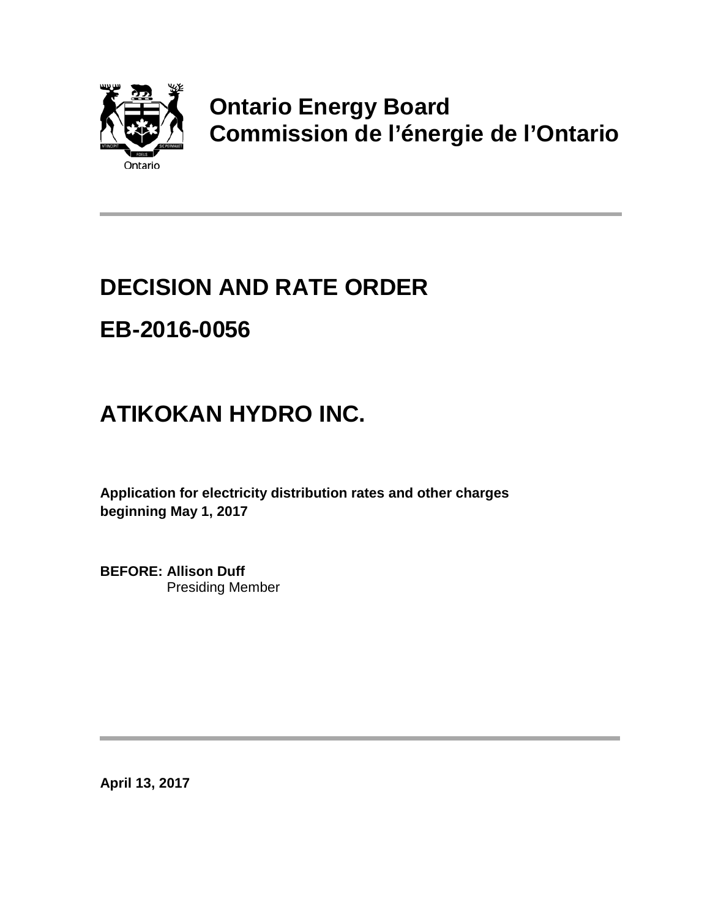**Ontario Energy Board**
**Commission de l'énergie de l'Ontario**

# DECISION AND RATE ORDER

# EB-2016-0056

# ATIKOKAN HYDRO INC.

**Application for electricity distribution rates and other charges beginning May 1, 2017**

**BEFORE: Allison Duff**
Presiding Member

**April 13, 2017**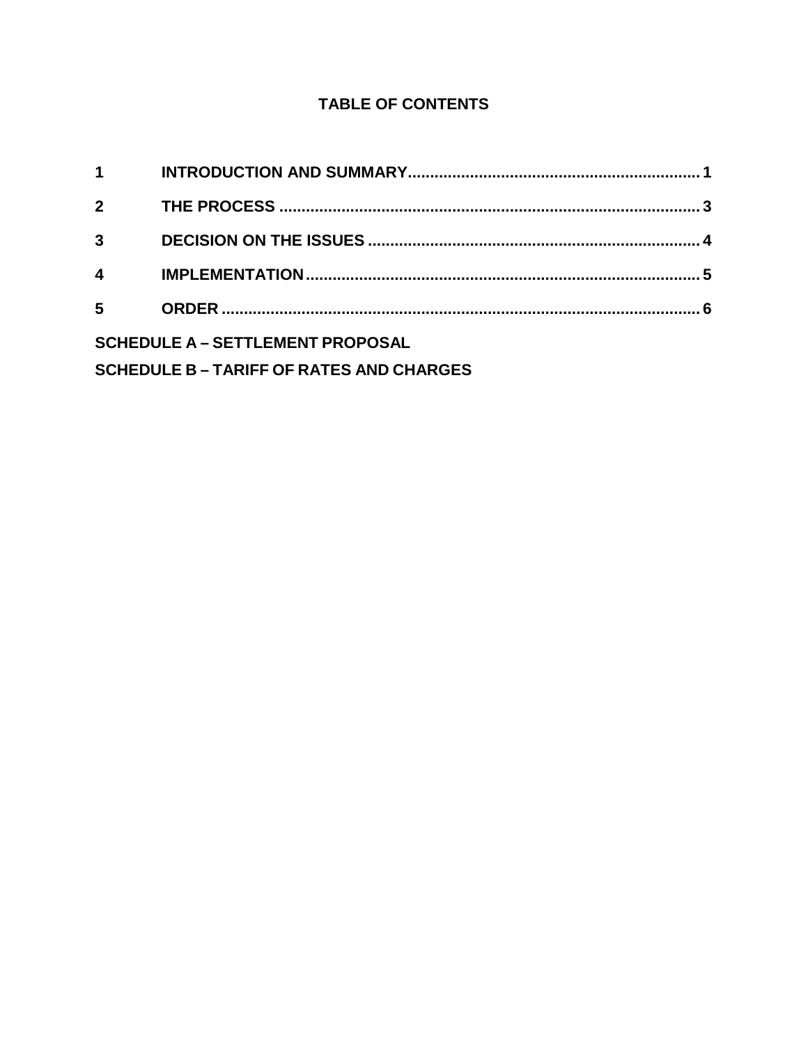# TABLE OF CONTENTS

| | | |
|---|---|---|
| 1 | INTRODUCTION AND SUMMARY | 1 |
| 2 | THE PROCESS | 3 |
| 3 | DECISION ON THE ISSUES | 4 |
| 4 | IMPLEMENTATION | 5 |
| 5 | ORDER | 6 |

**SCHEDULE A – SETTLEMENT PROPOSAL**

**SCHEDULE B – TARIFF OF RATES AND CHARGES**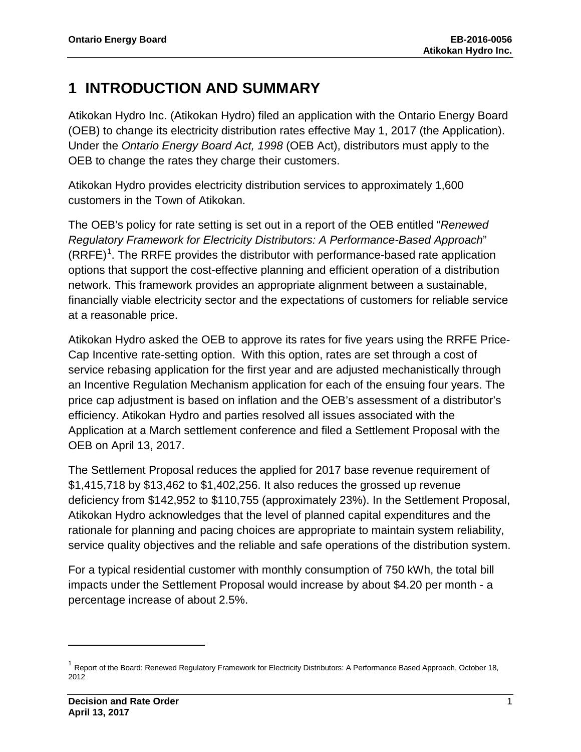# 1 INTRODUCTION AND SUMMARY

Atikokan Hydro Inc. (Atikokan Hydro) filed an application with the Ontario Energy Board (OEB) to change its electricity distribution rates effective May 1, 2017 (the Application). Under the *Ontario Energy Board Act, 1998* (OEB Act), distributors must apply to the OEB to change the rates they charge their customers.

Atikokan Hydro provides electricity distribution services to approximately 1,600 customers in the Town of Atikokan.

The OEB's policy for rate setting is set out in a report of the OEB entitled "*Renewed Regulatory Framework for Electricity Distributors: A Performance-Based Approach*" (RRFE)[1]. The RRFE provides the distributor with performance-based rate application options that support the cost-effective planning and efficient operation of a distribution network. This framework provides an appropriate alignment between a sustainable, financially viable electricity sector and the expectations of customers for reliable service at a reasonable price.

Atikokan Hydro asked the OEB to approve its rates for five years using the RRFE Price-Cap Incentive rate-setting option. With this option, rates are set through a cost of service rebasing application for the first year and are adjusted mechanistically through an Incentive Regulation Mechanism application for each of the ensuing four years. The price cap adjustment is based on inflation and the OEB's assessment of a distributor's efficiency. Atikokan Hydro and parties resolved all issues associated with the Application at a March settlement conference and filed a Settlement Proposal with the OEB on April 13, 2017.

The Settlement Proposal reduces the applied for 2017 base revenue requirement of $1,415,718 by $13,462 to $1,402,256. It also reduces the grossed up revenue deficiency from $142,952 to $110,755 (approximately 23%). In the Settlement Proposal, Atikokan Hydro acknowledges that the level of planned capital expenditures and the rationale for planning and pacing choices are appropriate to maintain system reliability, service quality objectives and the reliable and safe operations of the distribution system.

For a typical residential customer with monthly consumption of 750 kWh, the total bill impacts under the Settlement Proposal would increase by about $4.20 per month - a percentage increase of about 2.5%.

[1] Report of the Board: Renewed Regulatory Framework for Electricity Distributors: A Performance Based Approach, October 18, 2012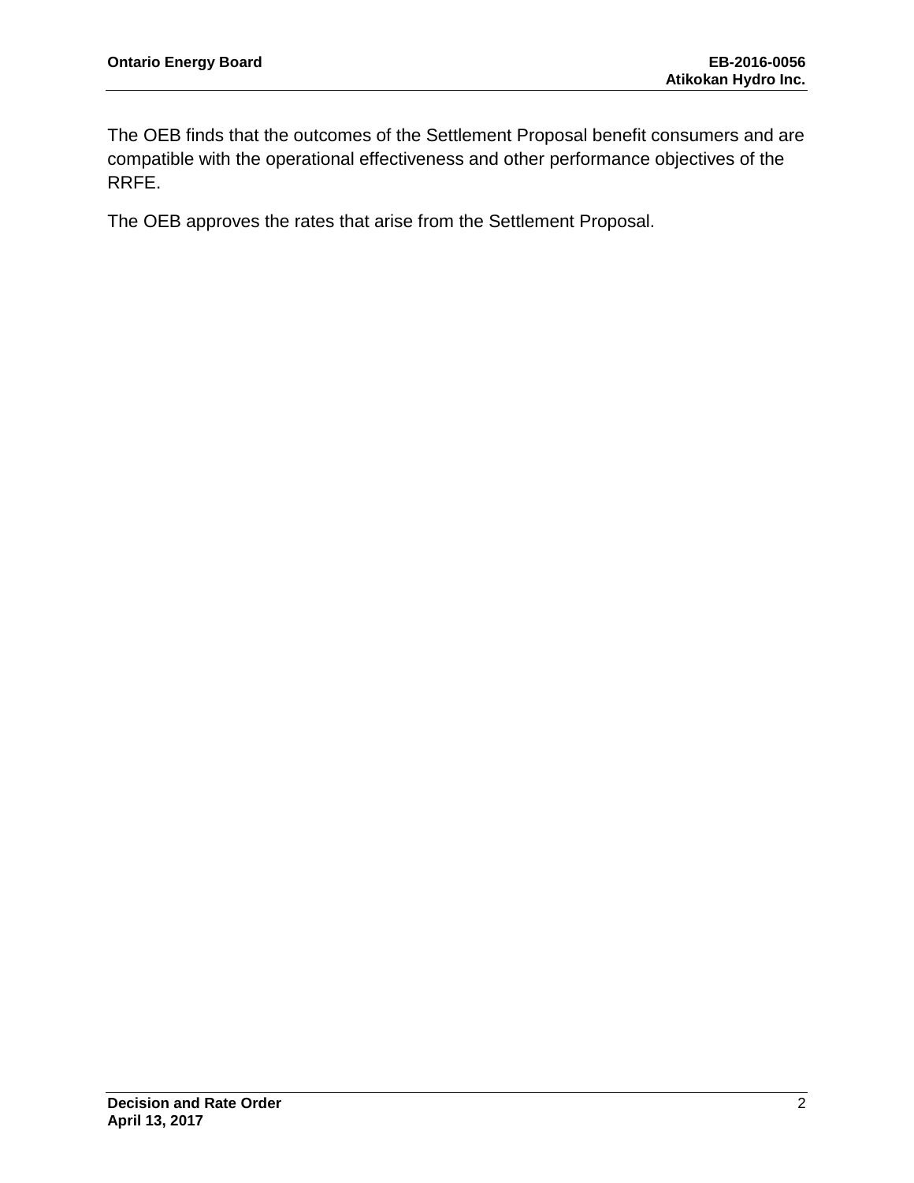The OEB finds that the outcomes of the Settlement Proposal benefit consumers and are compatible with the operational effectiveness and other performance objectives of the RRFE.

The OEB approves the rates that arise from the Settlement Proposal.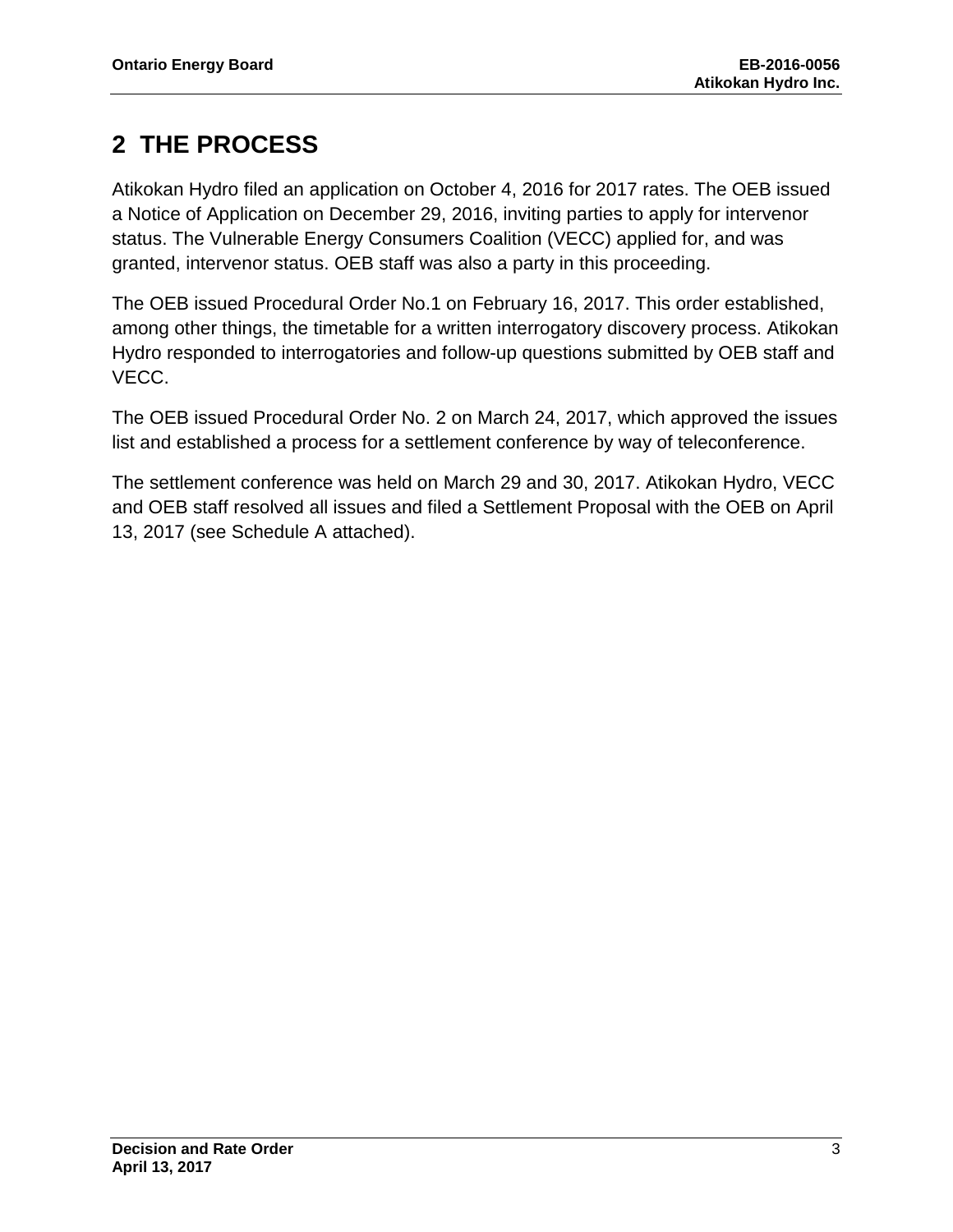# 2 THE PROCESS

Atikokan Hydro filed an application on October 4, 2016 for 2017 rates. The OEB issued a Notice of Application on December 29, 2016, inviting parties to apply for intervenor status. The Vulnerable Energy Consumers Coalition (VECC) applied for, and was granted, intervenor status. OEB staff was also a party in this proceeding.

The OEB issued Procedural Order No.1 on February 16, 2017. This order established, among other things, the timetable for a written interrogatory discovery process. Atikokan Hydro responded to interrogatories and follow-up questions submitted by OEB staff and VECC.

The OEB issued Procedural Order No. 2 on March 24, 2017, which approved the issues list and established a process for a settlement conference by way of teleconference.

The settlement conference was held on March 29 and 30, 2017. Atikokan Hydro, VECC and OEB staff resolved all issues and filed a Settlement Proposal with the OEB on April 13, 2017 (see Schedule A attached).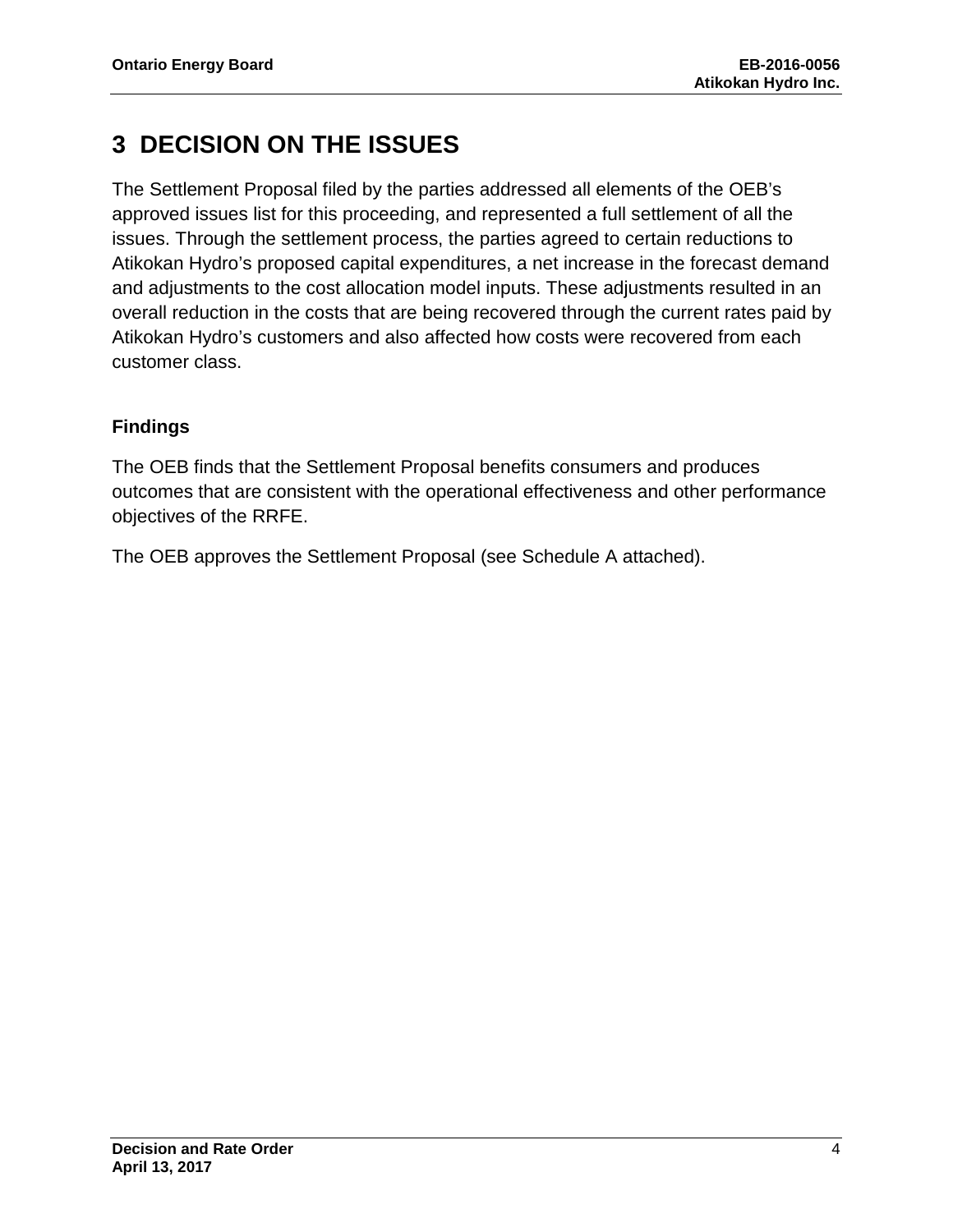# 3 DECISION ON THE ISSUES

The Settlement Proposal filed by the parties addressed all elements of the OEB's approved issues list for this proceeding, and represented a full settlement of all the issues. Through the settlement process, the parties agreed to certain reductions to Atikokan Hydro's proposed capital expenditures, a net increase in the forecast demand and adjustments to the cost allocation model inputs. These adjustments resulted in an overall reduction in the costs that are being recovered through the current rates paid by Atikokan Hydro's customers and also affected how costs were recovered from each customer class.

### Findings

The OEB finds that the Settlement Proposal benefits consumers and produces outcomes that are consistent with the operational effectiveness and other performance objectives of the RRFE.

The OEB approves the Settlement Proposal (see Schedule A attached).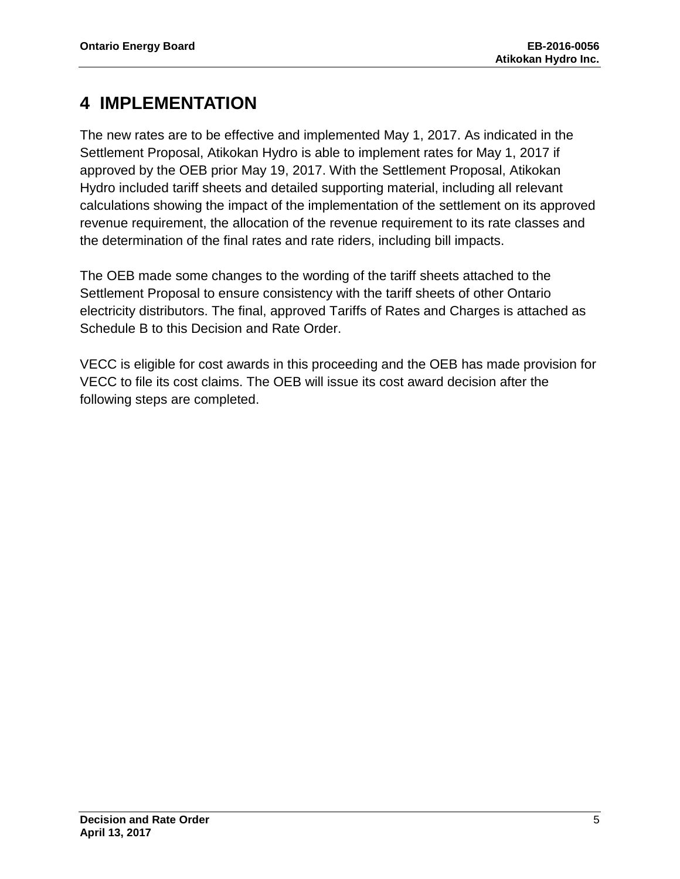# 4 IMPLEMENTATION

The new rates are to be effective and implemented May 1, 2017. As indicated in the Settlement Proposal, Atikokan Hydro is able to implement rates for May 1, 2017 if approved by the OEB prior May 19, 2017. With the Settlement Proposal, Atikokan Hydro included tariff sheets and detailed supporting material, including all relevant calculations showing the impact of the implementation of the settlement on its approved revenue requirement, the allocation of the revenue requirement to its rate classes and the determination of the final rates and rate riders, including bill impacts.

The OEB made some changes to the wording of the tariff sheets attached to the Settlement Proposal to ensure consistency with the tariff sheets of other Ontario electricity distributors. The final, approved Tariffs of Rates and Charges is attached as Schedule B to this Decision and Rate Order.

VECC is eligible for cost awards in this proceeding and the OEB has made provision for VECC to file its cost claims. The OEB will issue its cost award decision after the following steps are completed.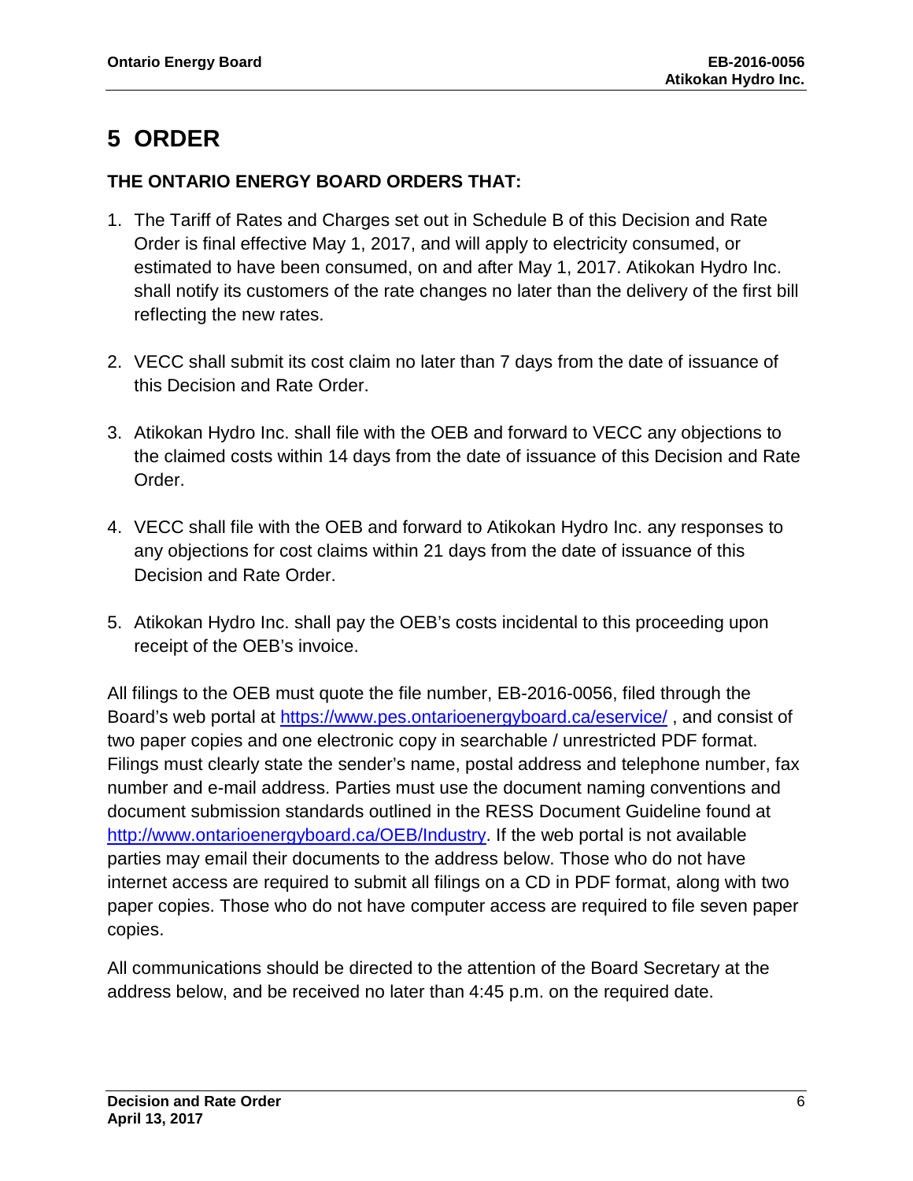# 5 ORDER

**THE ONTARIO ENERGY BOARD ORDERS THAT:**

1. The Tariff of Rates and Charges set out in Schedule B of this Decision and Rate Order is final effective May 1, 2017, and will apply to electricity consumed, or estimated to have been consumed, on and after May 1, 2017. Atikokan Hydro Inc. shall notify its customers of the rate changes no later than the delivery of the first bill reflecting the new rates.

2. VECC shall submit its cost claim no later than 7 days from the date of issuance of this Decision and Rate Order.

3. Atikokan Hydro Inc. shall file with the OEB and forward to VECC any objections to the claimed costs within 14 days from the date of issuance of this Decision and Rate Order.

4. VECC shall file with the OEB and forward to Atikokan Hydro Inc. any responses to any objections for cost claims within 21 days from the date of issuance of this Decision and Rate Order.

5. Atikokan Hydro Inc. shall pay the OEB's costs incidental to this proceeding upon receipt of the OEB's invoice.

All filings to the OEB must quote the file number, EB-2016-0056, filed through the Board's web portal at https://www.pes.ontarioenergyboard.ca/eservice/ , and consist of two paper copies and one electronic copy in searchable / unrestricted PDF format. Filings must clearly state the sender's name, postal address and telephone number, fax number and e-mail address. Parties must use the document naming conventions and document submission standards outlined in the RESS Document Guideline found at http://www.ontarioenergyboard.ca/OEB/Industry. If the web portal is not available parties may email their documents to the address below. Those who do not have internet access are required to submit all filings on a CD in PDF format, along with two paper copies. Those who do not have computer access are required to file seven paper copies.

All communications should be directed to the attention of the Board Secretary at the address below, and be received no later than 4:45 p.m. on the required date.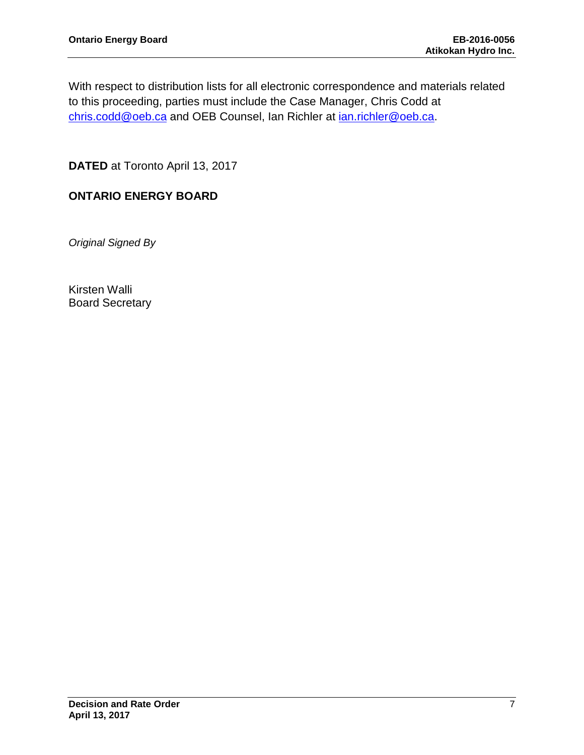With respect to distribution lists for all electronic correspondence and materials related to this proceeding, parties must include the Case Manager, Chris Codd at chris.codd@oeb.ca and OEB Counsel, Ian Richler at ian.richler@oeb.ca.

**DATED** at Toronto April 13, 2017

**ONTARIO ENERGY BOARD**

*Original Signed By*

Kirsten Walli
Board Secretary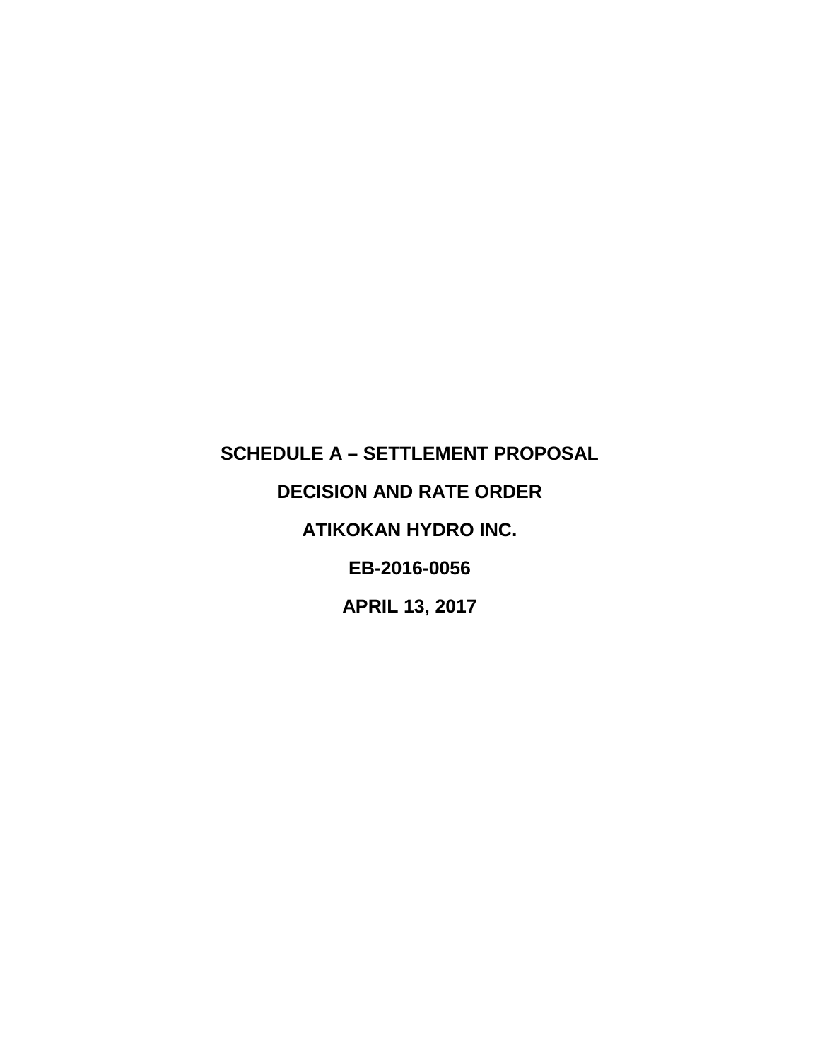**SCHEDULE A – SETTLEMENT PROPOSAL**

**DECISION AND RATE ORDER**

**ATIKOKAN HYDRO INC.**

**EB-2016-0056**

**APRIL 13, 2017**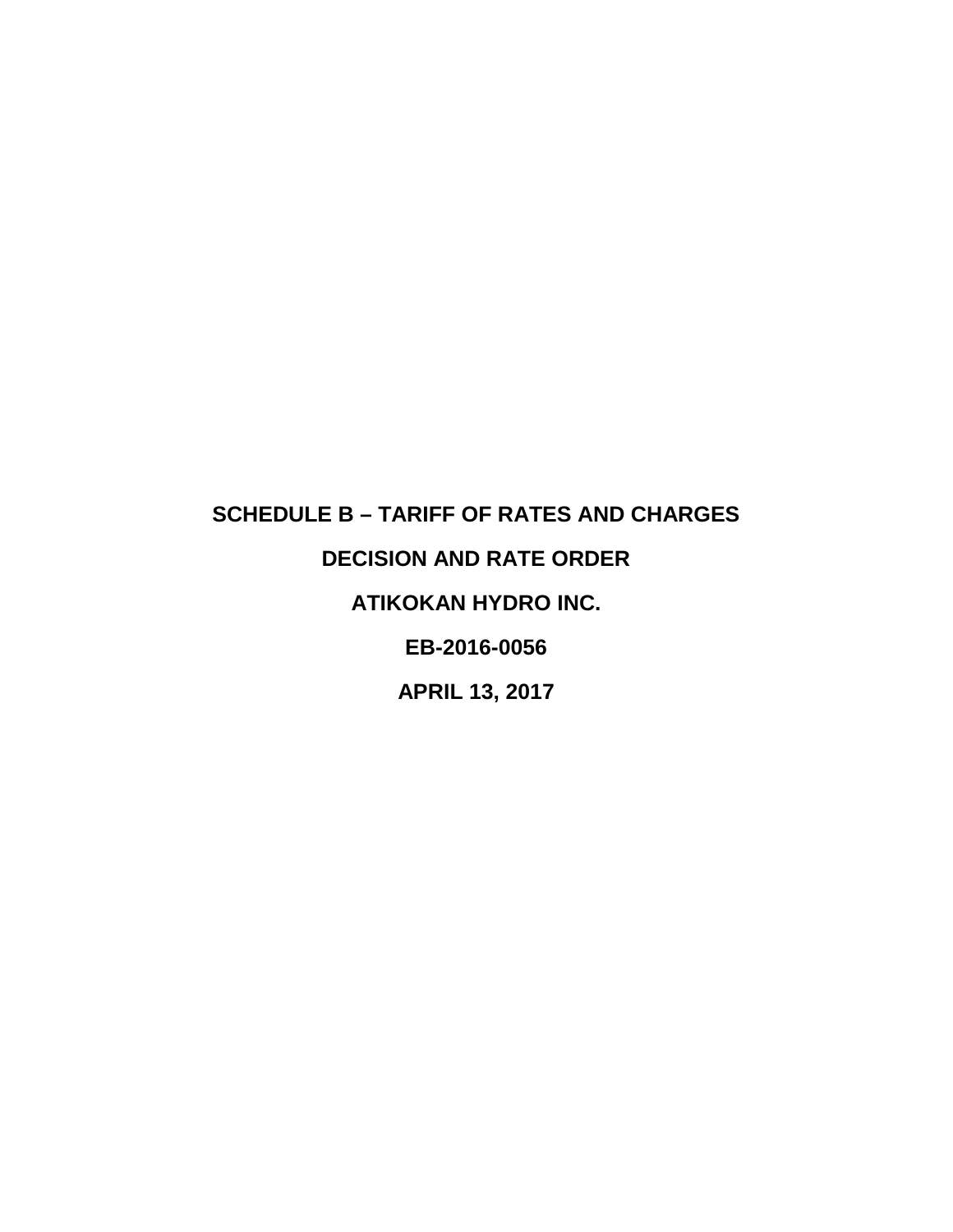**SCHEDULE B – TARIFF OF RATES AND CHARGES**

**DECISION AND RATE ORDER**

**ATIKOKAN HYDRO INC.**

**EB-2016-0056**

**APRIL 13, 2017**